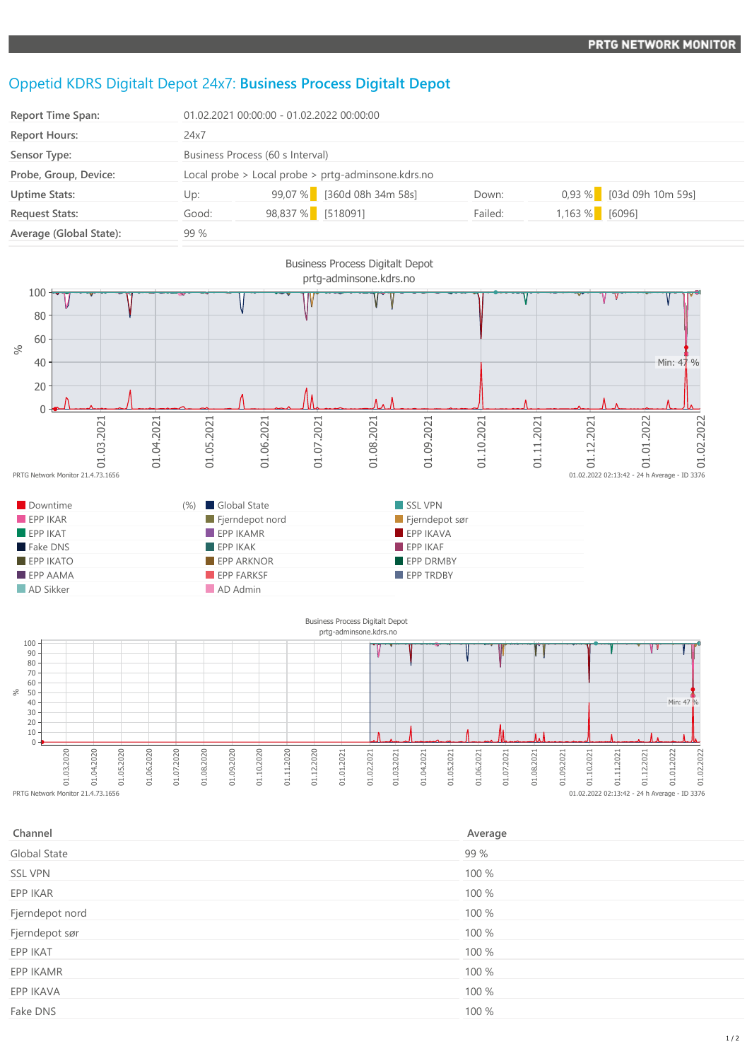# Oppetid KDRS Digitalt Depot 24x7: **Business Process Digitalt Depot**

| | | | | | |
|---|---|---|---|---|---|
| **Report Time Span:** | 01.02.2021 00:00:00 - 01.02.2022 00:00:00 | | | | |
| **Report Hours:** | 24x7 | | | | |
| **Sensor Type:** | Business Process (60 s Interval) | | | | |
| **Probe, Group, Device:** | Local probe > Local probe > prtg-adminsone.kdrs.no | | | | |
| **Uptime Stats:** | Up: 99,07 % | [360d 08h 34m 58s] | Down: | 0,93 % | [03d 09h 10m 59s] |
| **Request Stats:** | Good: 98,837 % | [518091] | Failed: | 1,163 % | [6096] |
| **Average (Global State):** | 99 % | | | | |

Business Process Digitalt Depot
prtg-adminsone.kdrs.no

PRTG Network Monitor 21.4.73.1656 — 01.02.2022 02:13:42 - 24 h Average - ID 3376

| | | |
|---|---|---|
| Downtime (%) | Global State | SSL VPN |
| EPP IKAR | Fjerndepot nord | Fjerndepot sør |
| EPP IKAT | EPP IKAMR | EPP IKAVA |
| Fake DNS | EPP IKAK | EPP IKAF |
| EPP IKATO | EPP ARKNOR | EPP DRMBY |
| EPP AAMA | EPP FARKSF | EPP TRDBY |
| AD Sikker | AD Admin | |

Business Process Digitalt Depot
prtg-adminsone.kdrs.no

PRTG Network Monitor 21.4.73.1656 — 01.02.2022 02:13:42 - 24 h Average - ID 3376

| Channel | Average |
|---|---|
| Global State | 99 % |
| SSL VPN | 100 % |
| EPP IKAR | 100 % |
| Fjerndepot nord | 100 % |
| Fjerndepot sør | 100 % |
| EPP IKAT | 100 % |
| EPP IKAMR | 100 % |
| EPP IKAVA | 100 % |
| Fake DNS | 100 % |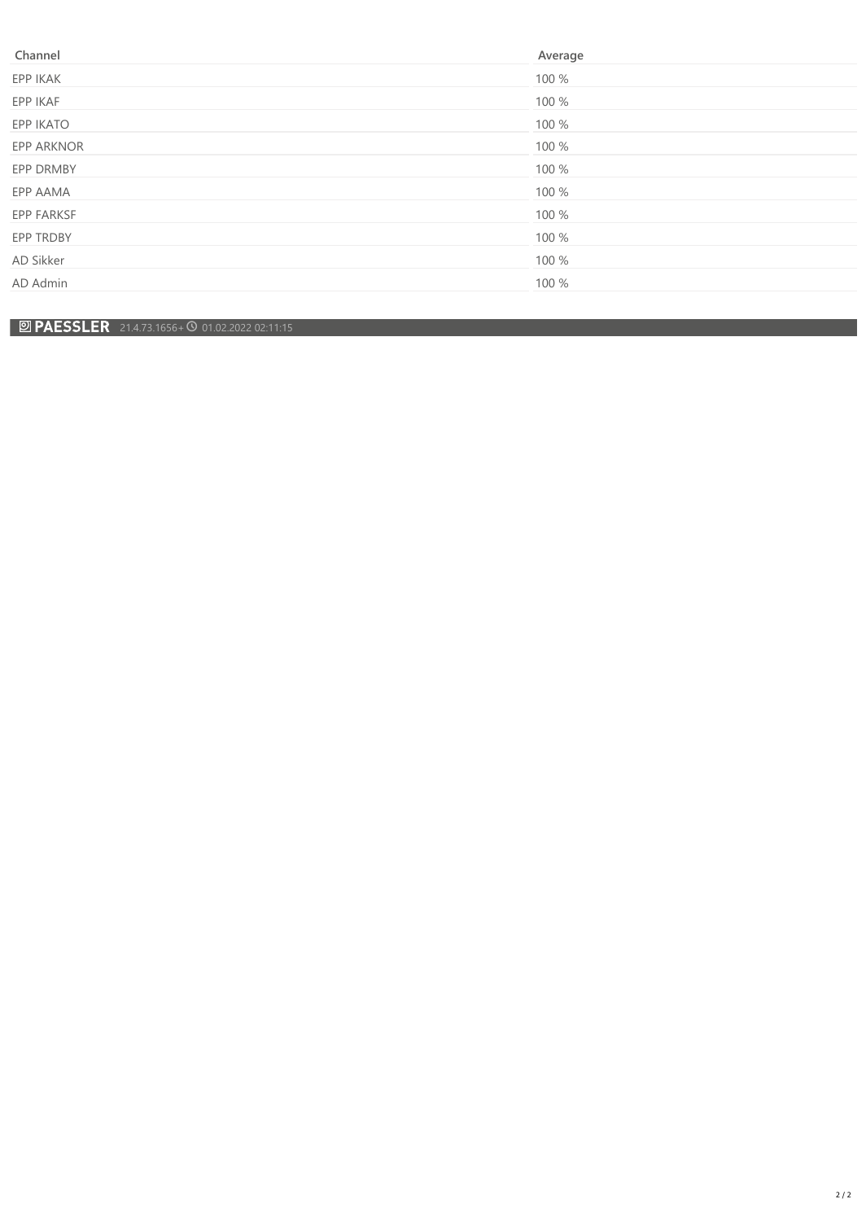| Channel | Average |
|---|---|
| EPP IKAK | 100 % |
| EPP IKAF | 100 % |
| EPP IKATO | 100 % |
| EPP ARKNOR | 100 % |
| EPP DRMBY | 100 % |
| EPP AAMA | 100 % |
| EPP FARKSF | 100 % |
| EPP TRDBY | 100 % |
| AD Sikker | 100 % |
| AD Admin | 100 % |

PAESSLER 21.4.73.1656+ 01.02.2022 02:11:15